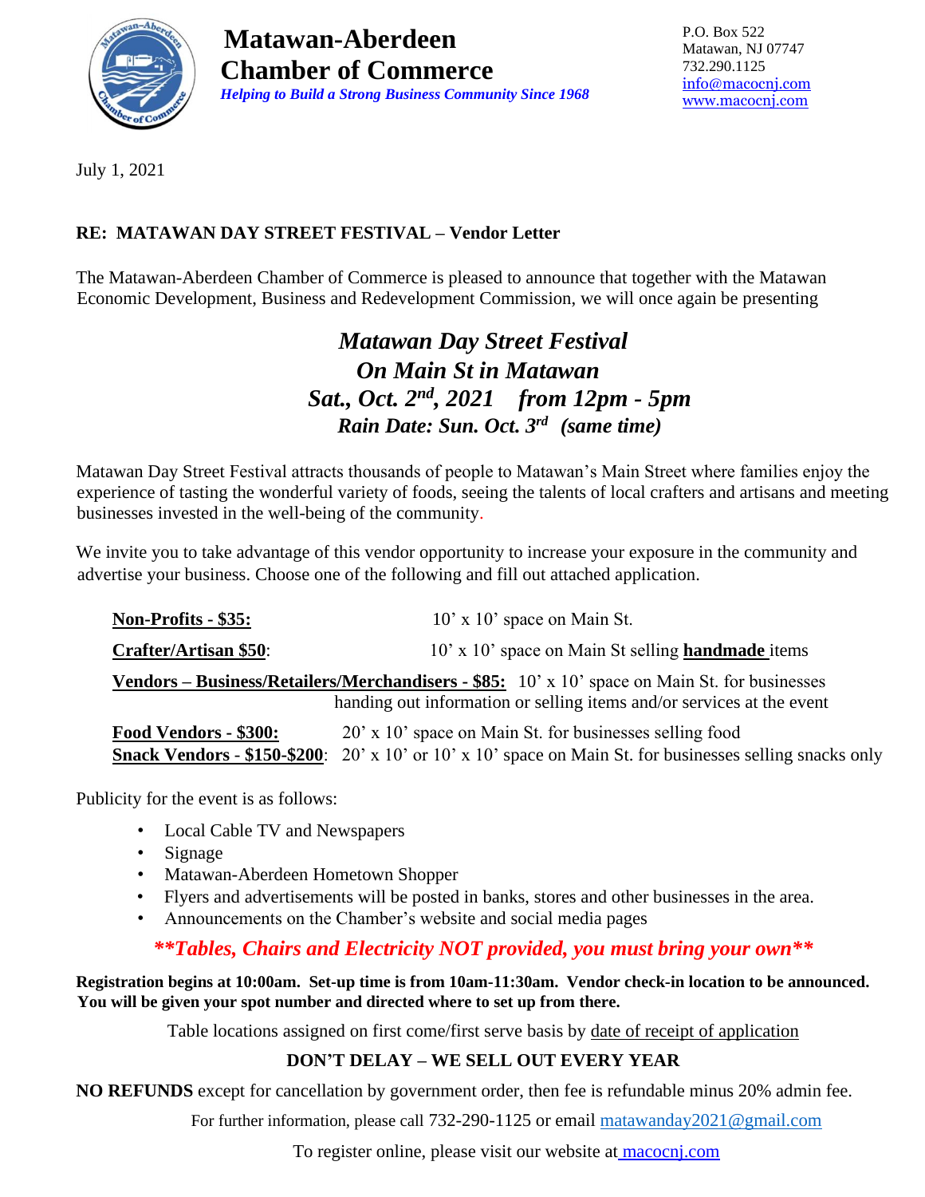# Matawan-Aberdeen Chamber of Commerce

***Helping to Build a Strong Business Community Since 1968***

P.O. Box 522
Matawan, NJ 07747
732.290.1125
info@macocnj.com
www.macocnj.com

July 1, 2021

**RE: MATAWAN DAY STREET FESTIVAL – Vendor Letter**

The Matawan-Aberdeen Chamber of Commerce is pleased to announce that together with the Matawan Economic Development, Business and Redevelopment Commission, we will once again be presenting

***Matawan Day Street Festival***
***On Main St in Matawan***
***Sat., Oct. 2nd, 2021 from 12pm - 5pm***
***Rain Date: Sun. Oct. 3rd (same time)***

Matawan Day Street Festival attracts thousands of people to Matawan's Main Street where families enjoy the experience of tasting the wonderful variety of foods, seeing the talents of local crafters and artisans and meeting businesses invested in the well-being of the community.

We invite you to take advantage of this vendor opportunity to increase your exposure in the community and advertise your business. Choose one of the following and fill out attached application.

**Non-Profits - $35:** 10' x 10' space on Main St.

**Crafter/Artisan $50**: 10' x 10' space on Main St selling **handmade** items

**Vendors – Business/Retailers/Merchandisers - $85:** 10' x 10' space on Main St. for businesses handing out information or selling items and/or services at the event

**Food Vendors - $300:** 20' x 10' space on Main St. for businesses selling food

**Snack Vendors - $150-$200**: 20' x 10' or 10' x 10' space on Main St. for businesses selling snacks only

Publicity for the event is as follows:

- Local Cable TV and Newspapers
- Signage
- Matawan-Aberdeen Hometown Shopper
- Flyers and advertisements will be posted in banks, stores and other businesses in the area.
- Announcements on the Chamber's website and social media pages

***\*\*Tables, Chairs and Electricity NOT provided, you must bring your own\*\****

**Registration begins at 10:00am. Set-up time is from 10am-11:30am. Vendor check-in location to be announced. You will be given your spot number and directed where to set up from there.**

Table locations assigned on first come/first serve basis by date of receipt of application

**DON'T DELAY – WE SELL OUT EVERY YEAR**

**NO REFUNDS** except for cancellation by government order, then fee is refundable minus 20% admin fee.

For further information, please call 732-290-1125 or email matawanday2021@gmail.com

To register online, please visit our website at macocnj.com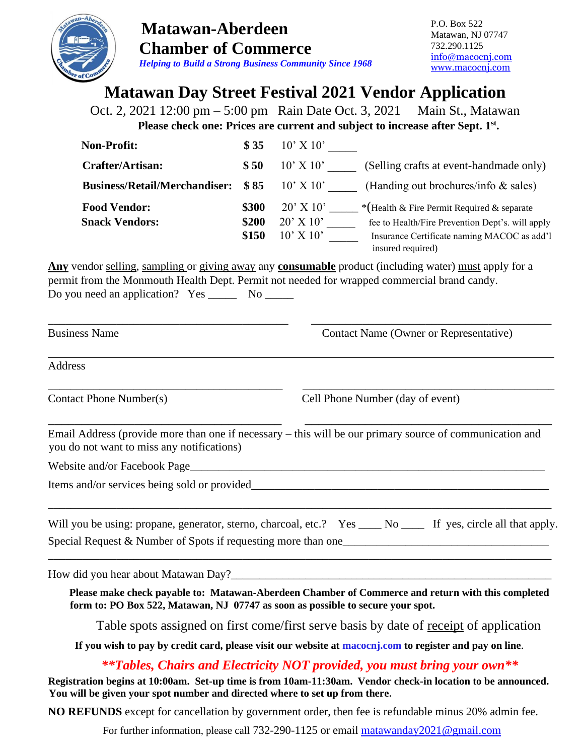# Matawan-Aberdeen Chamber of Commerce

***Helping to Build a Strong Business Community Since 1968***

P.O. Box 522
Matawan, NJ 07747
732.290.1125
info@macocnj.com
www.macocnj.com

## Matawan Day Street Festival 2021 Vendor Application

Oct. 2, 2021 12:00 pm – 5:00 pm Rain Date Oct. 3, 2021 Main St., Matawan

**Please check one: Prices are current and subject to increase after Sept. 1st.**

| | | | | |
|---|---|---|---|---|
| **Non-Profit:** | **$ 35** | 10' X 10' | _____ | |
| **Crafter/Artisan:** | **$ 50** | 10' X 10' | _____ | (Selling crafts at event-handmade only) |
| **Business/Retail/Merchandiser:** | **$ 85** | 10' X 10' | _____ | (Handing out brochures/info & sales) |
| **Food Vendor:** | **$300** | 20' X 10' | _____ | *(Health & Fire Permit Required & separate |
| **Snack Vendors:** | **$200** | 20' X 10' | _____ | fee to Health/Fire Prevention Dept's. will apply |
| | **$150** | 10' X 10' | _____ | Insurance Certificate naming MACOC as add'l insured required) |

**Any** vendor selling, sampling or giving away any **consumable** product (including water) must apply for a permit from the Monmouth Health Dept. Permit not needed for wrapped commercial brand candy.
Do you need an application? Yes _____ No _____

_______________________________________ _______________________________________
Business Name Contact Name (Owner or Representative)

_______________________________________________________________________________
Address

_______________________________________ _______________________________________
Contact Phone Number(s) Cell Phone Number (day of event)

_______________________________________ _______________________________________
Email Address (provide more than one if necessary – this will be our primary source of communication and you do not want to miss any notifications)

Website and/or Facebook Page_______________________________________________________

Items and/or services being sold or provided_________________________________________

_______________________________________________________________________________

Will you be using: propane, generator, sterno, charcoal, etc.? Yes ____ No ____ If yes, circle all that apply.

Special Request & Number of Spots if requesting more than one_____________________________

_______________________________________________________________________________

How did you hear about Matawan Day?_______________________________________________

**Please make check payable to: Matawan-Aberdeen Chamber of Commerce and return with this completed form to: PO Box 522, Matawan, NJ 07747 as soon as possible to secure your spot.**

Table spots assigned on first come/first serve basis by date of receipt of application

**If you wish to pay by credit card, please visit our website at macocnj.com to register and pay on line.**

***\*\*Tables, Chairs and Electricity NOT provided, you must bring your own\*\****

**Registration begins at 10:00am. Set-up time is from 10am-11:30am. Vendor check-in location to be announced. You will be given your spot number and directed where to set up from there.**

**NO REFUNDS** except for cancellation by government order, then fee is refundable minus 20% admin fee.

For further information, please call 732-290-1125 or email matawanday2021@gmail.com